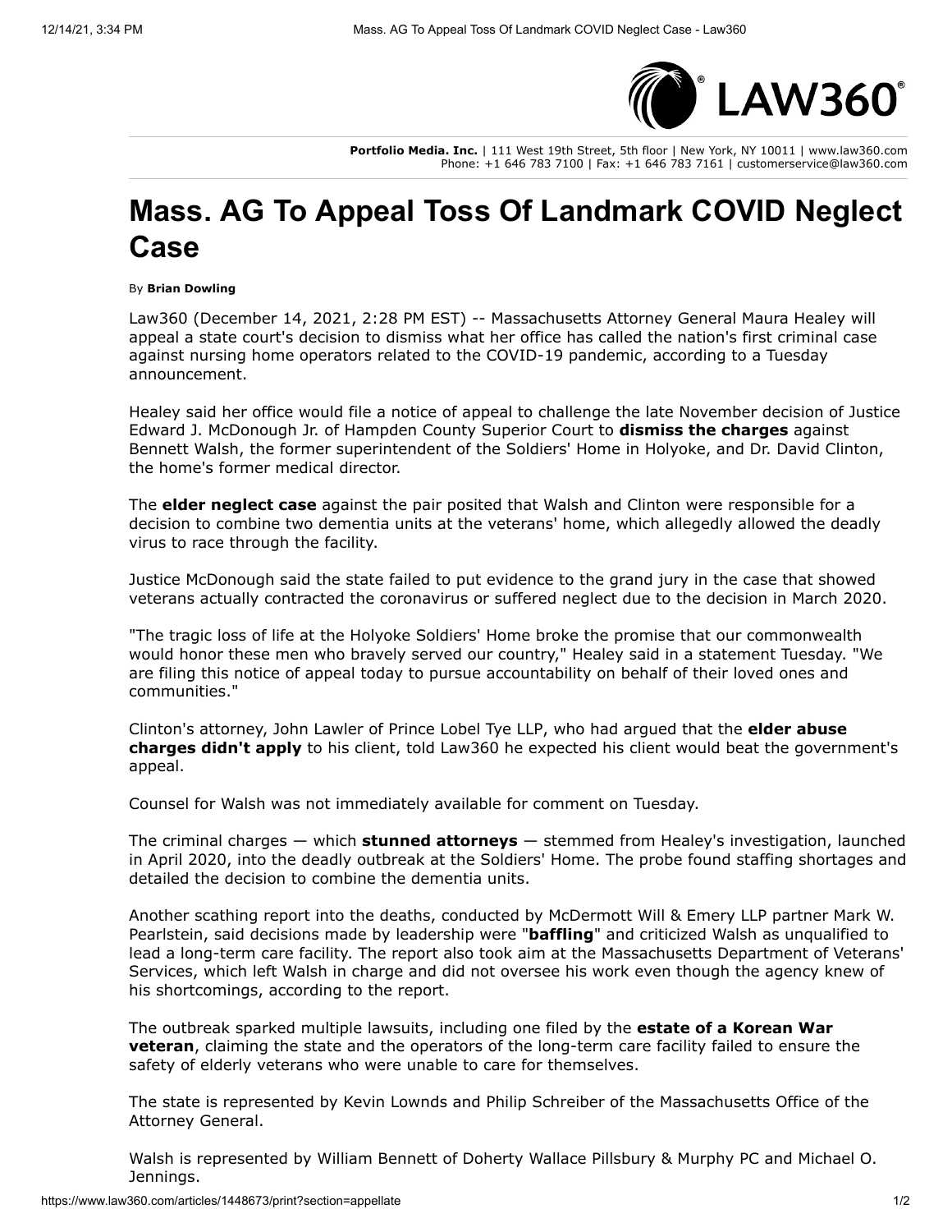Portfolio Media. Inc. | 111 West 19th Street, 5th floor | New York, NY 10011 | www.law360.com
Phone: +1 646 783 7100 | Fax: +1 646 783 7161 | customerservice@law360.com

# Mass. AG To Appeal Toss Of Landmark COVID Neglect Case

By **Brian Dowling**

Law360 (December 14, 2021, 2:28 PM EST) -- Massachusetts Attorney General Maura Healey will appeal a state court's decision to dismiss what her office has called the nation's first criminal case against nursing home operators related to the COVID-19 pandemic, according to a Tuesday announcement.

Healey said her office would file a notice of appeal to challenge the late November decision of Justice Edward J. McDonough Jr. of Hampden County Superior Court to **dismiss the charges** against Bennett Walsh, the former superintendent of the Soldiers' Home in Holyoke, and Dr. David Clinton, the home's former medical director.

The **elder neglect case** against the pair posited that Walsh and Clinton were responsible for a decision to combine two dementia units at the veterans' home, which allegedly allowed the deadly virus to race through the facility.

Justice McDonough said the state failed to put evidence to the grand jury in the case that showed veterans actually contracted the coronavirus or suffered neglect due to the decision in March 2020.

"The tragic loss of life at the Holyoke Soldiers' Home broke the promise that our commonwealth would honor these men who bravely served our country," Healey said in a statement Tuesday. "We are filing this notice of appeal today to pursue accountability on behalf of their loved ones and communities."

Clinton's attorney, John Lawler of Prince Lobel Tye LLP, who had argued that the **elder abuse charges didn't apply** to his client, told Law360 he expected his client would beat the government's appeal.

Counsel for Walsh was not immediately available for comment on Tuesday.

The criminal charges — which **stunned attorneys** — stemmed from Healey's investigation, launched in April 2020, into the deadly outbreak at the Soldiers' Home. The probe found staffing shortages and detailed the decision to combine the dementia units.

Another scathing report into the deaths, conducted by McDermott Will & Emery LLP partner Mark W. Pearlstein, said decisions made by leadership were "**baffling**" and criticized Walsh as unqualified to lead a long-term care facility. The report also took aim at the Massachusetts Department of Veterans' Services, which left Walsh in charge and did not oversee his work even though the agency knew of his shortcomings, according to the report.

The outbreak sparked multiple lawsuits, including one filed by the **estate of a Korean War veteran**, claiming the state and the operators of the long-term care facility failed to ensure the safety of elderly veterans who were unable to care for themselves.

The state is represented by Kevin Lownds and Philip Schreiber of the Massachusetts Office of the Attorney General.

Walsh is represented by William Bennett of Doherty Wallace Pillsbury & Murphy PC and Michael O. Jennings.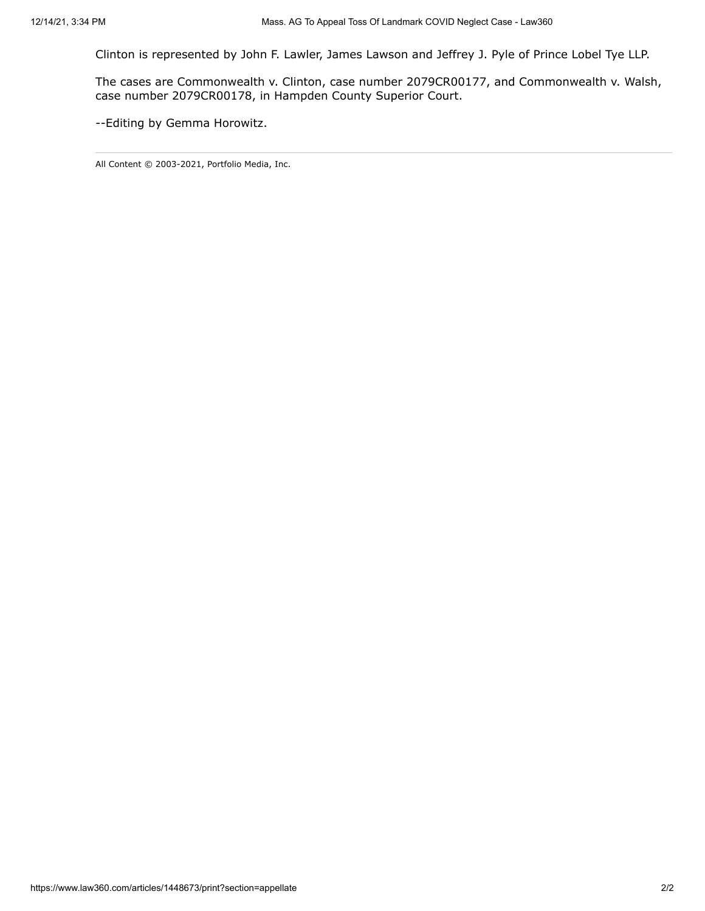Clinton is represented by John F. Lawler, James Lawson and Jeffrey J. Pyle of Prince Lobel Tye LLP.

The cases are Commonwealth v. Clinton, case number 2079CR00177, and Commonwealth v. Walsh, case number 2079CR00178, in Hampden County Superior Court.

--Editing by Gemma Horowitz.

---

All Content © 2003-2021, Portfolio Media, Inc.